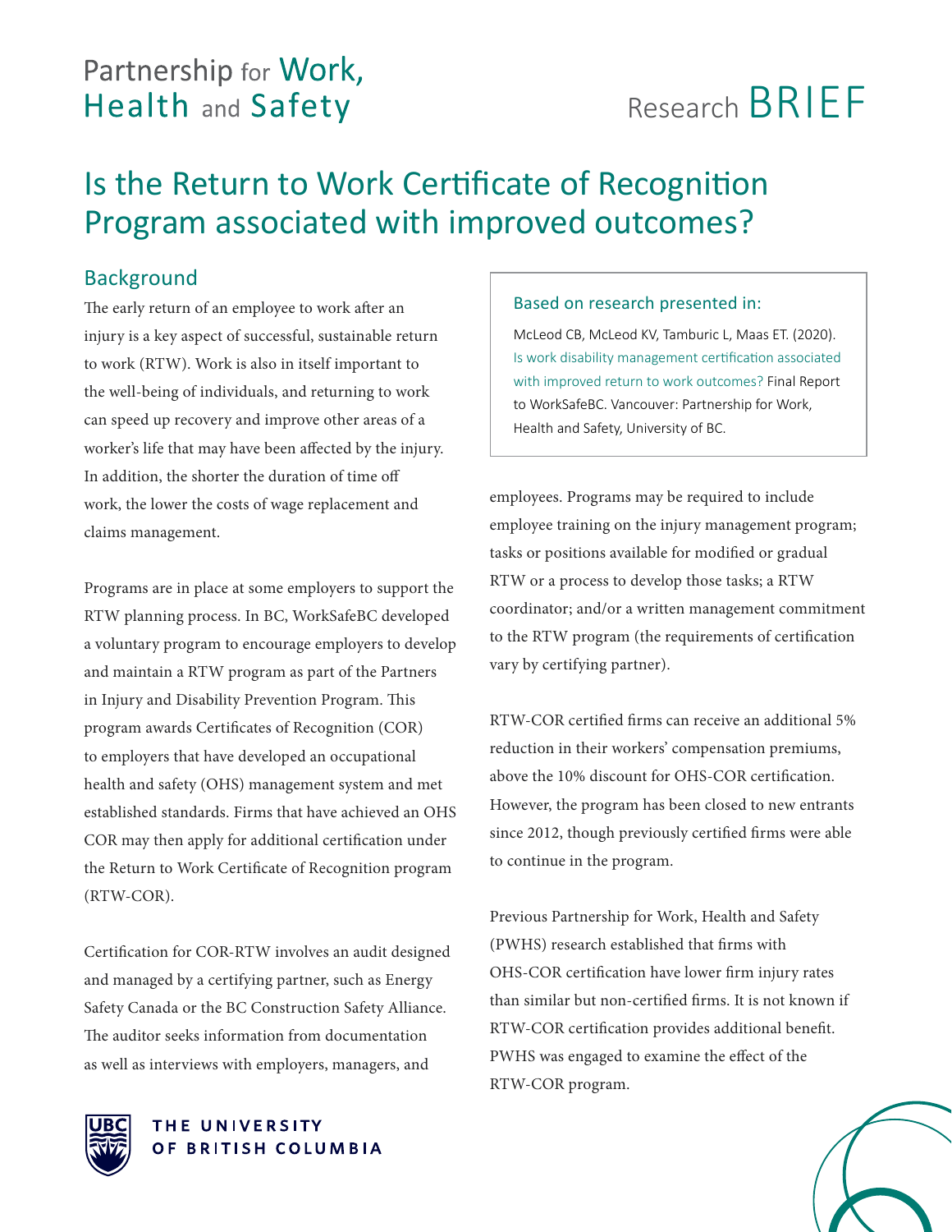Partnership for Work, Health and Safety

Research BRIEF

# Is the Return to Work Certificate of Recognition Program associated with improved outcomes?

> **Based on research presented in:**
>
> McLeod CB, McLeod KV, Tamburic L, Maas ET. (2020). Is work disability management certification associated with improved return to work outcomes? Final Report to WorkSafeBC. Vancouver: Partnership for Work, Health and Safety, University of BC.

## Background

The early return of an employee to work after an injury is a key aspect of successful, sustainable return to work (RTW). Work is also in itself important to the well-being of individuals, and returning to work can speed up recovery and improve other areas of a worker's life that may have been affected by the injury. In addition, the shorter the duration of time off work, the lower the costs of wage replacement and claims management.

Programs are in place at some employers to support the RTW planning process. In BC, WorkSafeBC developed a voluntary program to encourage employers to develop and maintain a RTW program as part of the Partners in Injury and Disability Prevention Program. This program awards Certificates of Recognition (COR) to employers that have developed an occupational health and safety (OHS) management system and met established standards. Firms that have achieved an OHS COR may then apply for additional certification under the Return to Work Certificate of Recognition program (RTW-COR).

Certification for COR-RTW involves an audit designed and managed by a certifying partner, such as Energy Safety Canada or the BC Construction Safety Alliance. The auditor seeks information from documentation as well as interviews with employers, managers, and employees. Programs may be required to include employee training on the injury management program; tasks or positions available for modified or gradual RTW or a process to develop those tasks; a RTW coordinator; and/or a written management commitment to the RTW program (the requirements of certification vary by certifying partner).

RTW-COR certified firms can receive an additional 5% reduction in their workers' compensation premiums, above the 10% discount for OHS-COR certification. However, the program has been closed to new entrants since 2012, though previously certified firms were able to continue in the program.

Previous Partnership for Work, Health and Safety (PWHS) research established that firms with OHS-COR certification have lower firm injury rates than similar but non-certified firms. It is not known if RTW-COR certification provides additional benefit. PWHS was engaged to examine the effect of the RTW-COR program.

THE UNIVERSITY OF BRITISH COLUMBIA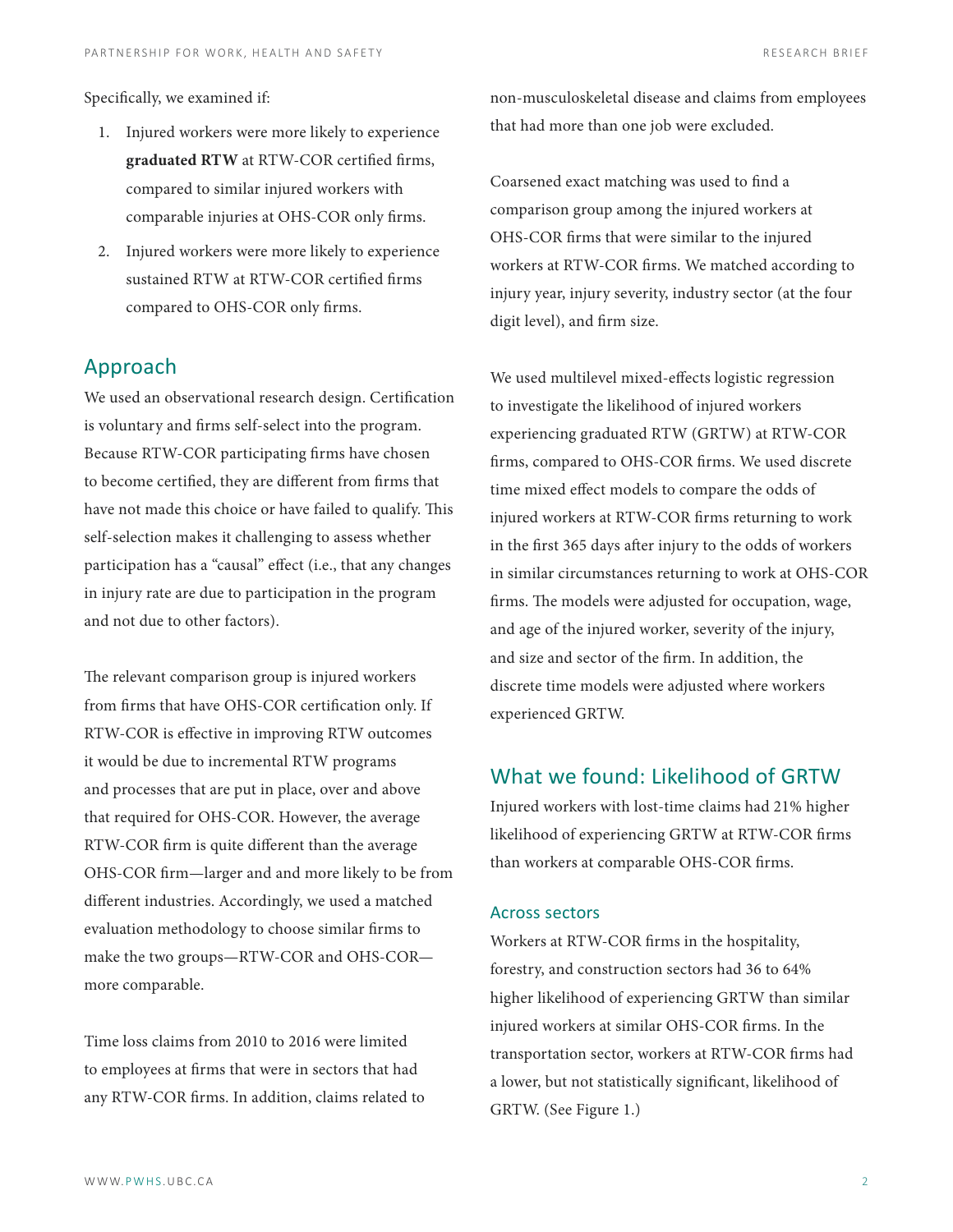Specifically, we examined if:

1. Injured workers were more likely to experience **graduated RTW** at RTW-COR certified firms, compared to similar injured workers with comparable injuries at OHS-COR only firms.
2. Injured workers were more likely to experience sustained RTW at RTW-COR certified firms compared to OHS-COR only firms.

## Approach

We used an observational research design. Certification is voluntary and firms self-select into the program. Because RTW-COR participating firms have chosen to become certified, they are different from firms that have not made this choice or have failed to qualify. This self-selection makes it challenging to assess whether participation has a "causal" effect (i.e., that any changes in injury rate are due to participation in the program and not due to other factors).

The relevant comparison group is injured workers from firms that have OHS-COR certification only. If RTW-COR is effective in improving RTW outcomes it would be due to incremental RTW programs and processes that are put in place, over and above that required for OHS-COR. However, the average RTW-COR firm is quite different than the average OHS-COR firm—larger and and more likely to be from different industries. Accordingly, we used a matched evaluation methodology to choose similar firms to make the two groups—RTW-COR and OHS-COR—more comparable.

Time loss claims from 2010 to 2016 were limited to employees at firms that were in sectors that had any RTW-COR firms. In addition, claims related to non-musculoskeletal disease and claims from employees that had more than one job were excluded.

Coarsened exact matching was used to find a comparison group among the injured workers at OHS-COR firms that were similar to the injured workers at RTW-COR firms. We matched according to injury year, injury severity, industry sector (at the four digit level), and firm size.

We used multilevel mixed-effects logistic regression to investigate the likelihood of injured workers experiencing graduated RTW (GRTW) at RTW-COR firms, compared to OHS-COR firms. We used discrete time mixed effect models to compare the odds of injured workers at RTW-COR firms returning to work in the first 365 days after injury to the odds of workers in similar circumstances returning to work at OHS-COR firms. The models were adjusted for occupation, wage, and age of the injured worker, severity of the injury, and size and sector of the firm. In addition, the discrete time models were adjusted where workers experienced GRTW.

## What we found: Likelihood of GRTW

Injured workers with lost-time claims had 21% higher likelihood of experiencing GRTW at RTW-COR firms than workers at comparable OHS-COR firms.

### Across sectors

Workers at RTW-COR firms in the hospitality, forestry, and construction sectors had 36 to 64% higher likelihood of experiencing GRTW than similar injured workers at similar OHS-COR firms. In the transportation sector, workers at RTW-COR firms had a lower, but not statistically significant, likelihood of GRTW. (See Figure 1.)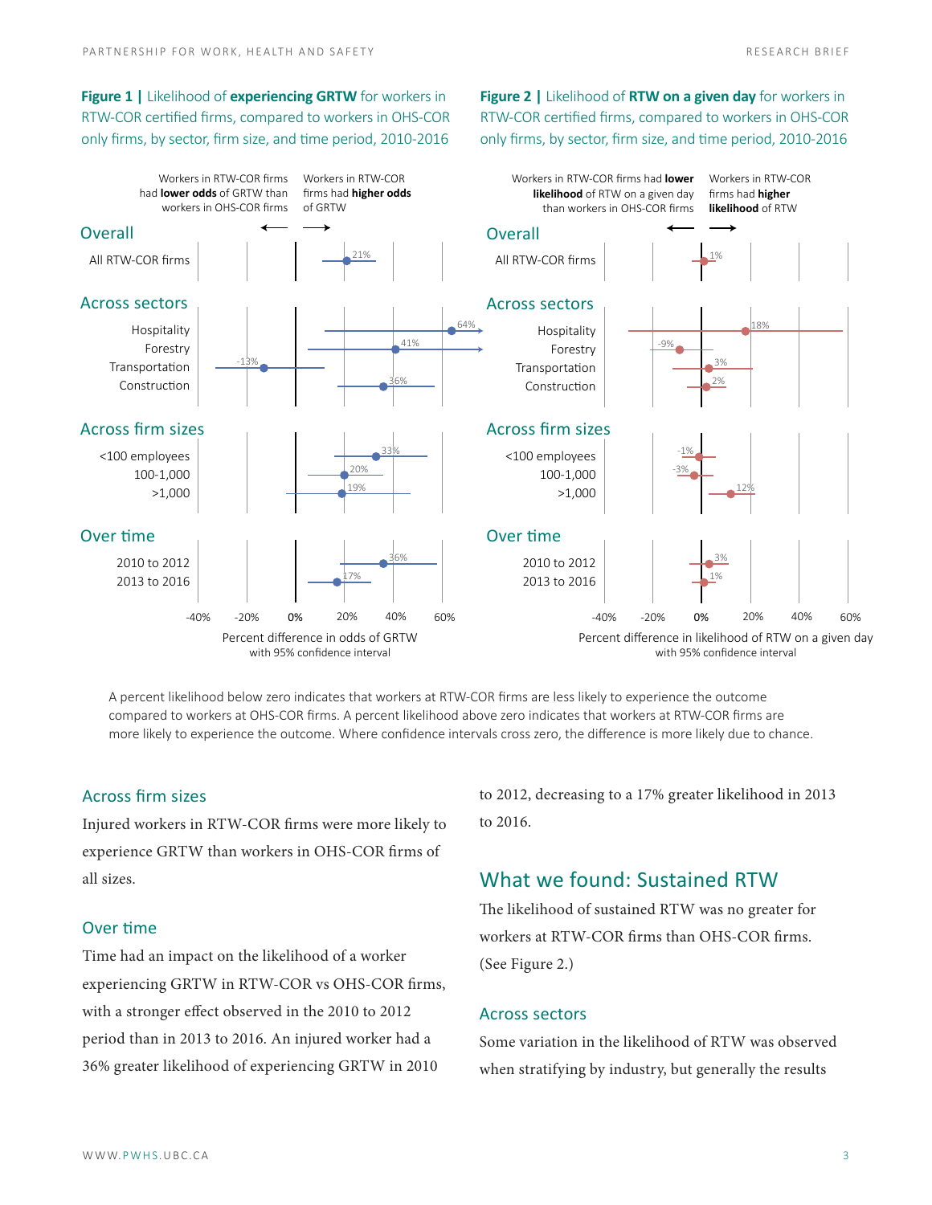**Figure 1 |** Likelihood of **experiencing GRTW** for workers in RTW-COR certified firms, compared to workers in OHS-COR only firms, by sector, firm size, and time period, 2010-2016

| | Percent difference in odds of GRTW |
|---|---|
| **Overall** | |
| All RTW-COR firms | 21% |
| **Across sectors** | |
| Hospitality | 64% |
| Forestry | 41% |
| Transportation | -13% |
| Construction | 36% |
| **Across firm sizes** | |
| <100 employees | 33% |
| 100-1,000 | 20% |
| >1,000 | 19% |
| **Over time** | |
| 2010 to 2012 | 36% |
| 2013 to 2016 | 17% |

Percent difference in odds of GRTW with 95% confidence interval. Left: Workers in RTW-COR firms had **lower odds** of GRTW than workers in OHS-COR firms. Right: Workers in RTW-COR firms had **higher odds** of GRTW.

**Figure 2 |** Likelihood of **RTW on a given day** for workers in RTW-COR certified firms, compared to workers in OHS-COR only firms, by sector, firm size, and time period, 2010-2016

| | Percent difference in likelihood of RTW on a given day |
|---|---|
| **Overall** | |
| All RTW-COR firms | 1% |
| **Across sectors** | |
| Hospitality | 18% |
| Forestry | -9% |
| Transportation | 3% |
| Construction | 2% |
| **Across firm sizes** | |
| <100 employees | -1% |
| 100-1,000 | -3% |
| >1,000 | 12% |
| **Over time** | |
| 2010 to 2012 | 3% |
| 2013 to 2016 | 1% |

Percent difference in likelihood of RTW on a given day with 95% confidence interval. Left: Workers in RTW-COR firms had **lower likelihood** of RTW on a given day than workers in OHS-COR firms. Right: Workers in RTW-COR firms had **higher likelihood** of RTW.

A percent likelihood below zero indicates that workers at RTW-COR firms are less likely to experience the outcome compared to workers at OHS-COR firms. A percent likelihood above zero indicates that workers at RTW-COR firms are more likely to experience the outcome. Where confidence intervals cross zero, the difference is more likely due to chance.

### Across firm sizes

Injured workers in RTW-COR firms were more likely to experience GRTW than workers in OHS-COR firms of all sizes.

### Over time

Time had an impact on the likelihood of a worker experiencing GRTW in RTW-COR vs OHS-COR firms, with a stronger effect observed in the 2010 to 2012 period than in 2013 to 2016. An injured worker had a 36% greater likelihood of experiencing GRTW in 2010 to 2012, decreasing to a 17% greater likelihood in 2013 to 2016.

## What we found: Sustained RTW

The likelihood of sustained RTW was no greater for workers at RTW-COR firms than OHS-COR firms. (See Figure 2.)

### Across sectors

Some variation in the likelihood of RTW was observed when stratifying by industry, but generally the results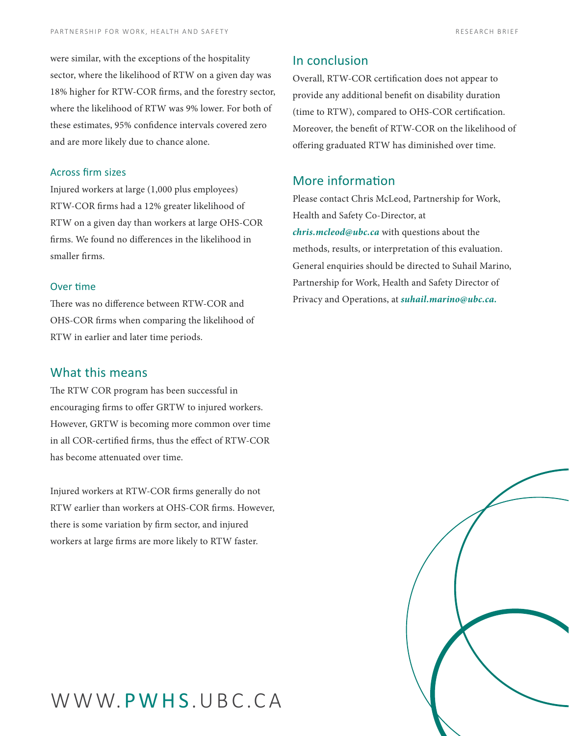were similar, with the exceptions of the hospitality sector, where the likelihood of RTW on a given day was 18% higher for RTW-COR firms, and the forestry sector, where the likelihood of RTW was 9% lower. For both of these estimates, 95% confidence intervals covered zero and are more likely due to chance alone.

### Across firm sizes

Injured workers at large (1,000 plus employees) RTW-COR firms had a 12% greater likelihood of RTW on a given day than workers at large OHS-COR firms. We found no differences in the likelihood in smaller firms.

### Over time

There was no difference between RTW-COR and OHS-COR firms when comparing the likelihood of RTW in earlier and later time periods.

## What this means

The RTW COR program has been successful in encouraging firms to offer GRTW to injured workers. However, GRTW is becoming more common over time in all COR-certified firms, thus the effect of RTW-COR has become attenuated over time.

Injured workers at RTW-COR firms generally do not RTW earlier than workers at OHS-COR firms. However, there is some variation by firm sector, and injured workers at large firms are more likely to RTW faster.

## In conclusion

Overall, RTW-COR certification does not appear to provide any additional benefit on disability duration (time to RTW), compared to OHS-COR certification. Moreover, the benefit of RTW-COR on the likelihood of offering graduated RTW has diminished over time.

## More information

Please contact Chris McLeod, Partnership for Work, Health and Safety Co-Director, at ***chris.mcleod@ubc.ca*** with questions about the methods, results, or interpretation of this evaluation. General enquiries should be directed to Suhail Marino, Partnership for Work, Health and Safety Director of Privacy and Operations, at ***suhail.marino@ubc.ca.***

WWW.PWHS.UBC.CA